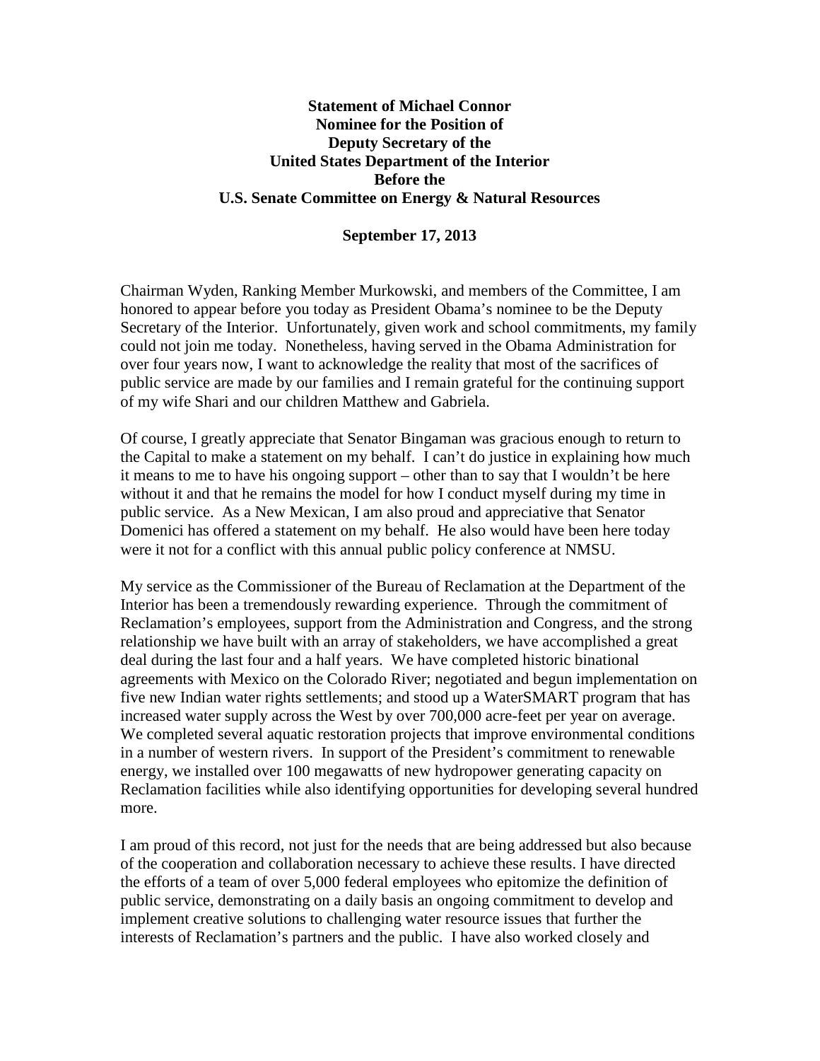**Statement of Michael Connor**
**Nominee for the Position of**
**Deputy Secretary of the**
**United States Department of the Interior**
**Before the**
**U.S. Senate Committee on Energy & Natural Resources**

**September 17, 2013**

Chairman Wyden, Ranking Member Murkowski, and members of the Committee, I am honored to appear before you today as President Obama's nominee to be the Deputy Secretary of the Interior. Unfortunately, given work and school commitments, my family could not join me today. Nonetheless, having served in the Obama Administration for over four years now, I want to acknowledge the reality that most of the sacrifices of public service are made by our families and I remain grateful for the continuing support of my wife Shari and our children Matthew and Gabriela.

Of course, I greatly appreciate that Senator Bingaman was gracious enough to return to the Capital to make a statement on my behalf. I can't do justice in explaining how much it means to me to have his ongoing support – other than to say that I wouldn't be here without it and that he remains the model for how I conduct myself during my time in public service. As a New Mexican, I am also proud and appreciative that Senator Domenici has offered a statement on my behalf. He also would have been here today were it not for a conflict with this annual public policy conference at NMSU.

My service as the Commissioner of the Bureau of Reclamation at the Department of the Interior has been a tremendously rewarding experience. Through the commitment of Reclamation's employees, support from the Administration and Congress, and the strong relationship we have built with an array of stakeholders, we have accomplished a great deal during the last four and a half years. We have completed historic binational agreements with Mexico on the Colorado River; negotiated and begun implementation on five new Indian water rights settlements; and stood up a WaterSMART program that has increased water supply across the West by over 700,000 acre-feet per year on average. We completed several aquatic restoration projects that improve environmental conditions in a number of western rivers. In support of the President's commitment to renewable energy, we installed over 100 megawatts of new hydropower generating capacity on Reclamation facilities while also identifying opportunities for developing several hundred more.

I am proud of this record, not just for the needs that are being addressed but also because of the cooperation and collaboration necessary to achieve these results. I have directed the efforts of a team of over 5,000 federal employees who epitomize the definition of public service, demonstrating on a daily basis an ongoing commitment to develop and implement creative solutions to challenging water resource issues that further the interests of Reclamation's partners and the public. I have also worked closely and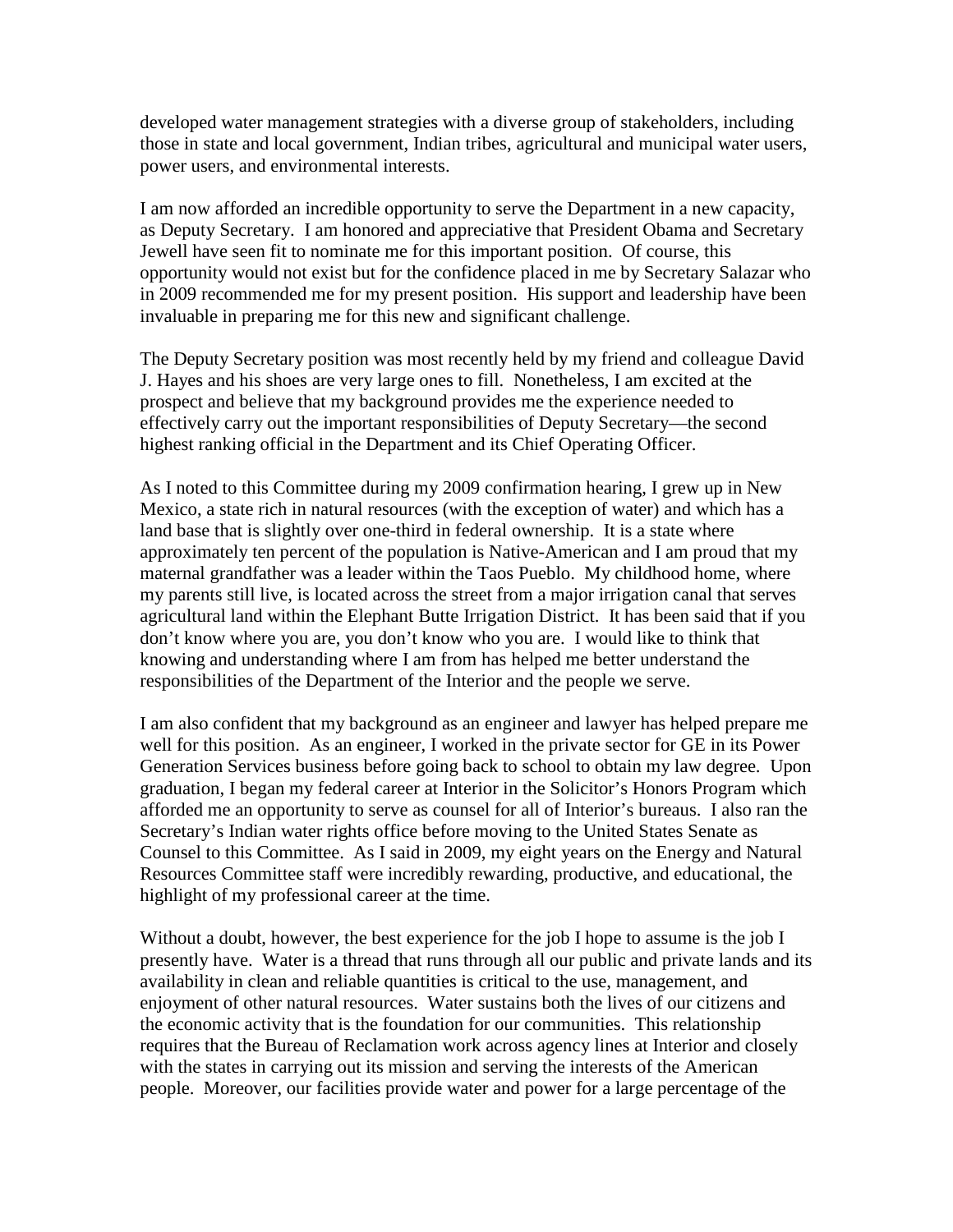developed water management strategies with a diverse group of stakeholders, including those in state and local government, Indian tribes, agricultural and municipal water users, power users, and environmental interests.

I am now afforded an incredible opportunity to serve the Department in a new capacity, as Deputy Secretary. I am honored and appreciative that President Obama and Secretary Jewell have seen fit to nominate me for this important position. Of course, this opportunity would not exist but for the confidence placed in me by Secretary Salazar who in 2009 recommended me for my present position. His support and leadership have been invaluable in preparing me for this new and significant challenge.

The Deputy Secretary position was most recently held by my friend and colleague David J. Hayes and his shoes are very large ones to fill. Nonetheless, I am excited at the prospect and believe that my background provides me the experience needed to effectively carry out the important responsibilities of Deputy Secretary—the second highest ranking official in the Department and its Chief Operating Officer.

As I noted to this Committee during my 2009 confirmation hearing, I grew up in New Mexico, a state rich in natural resources (with the exception of water) and which has a land base that is slightly over one-third in federal ownership. It is a state where approximately ten percent of the population is Native-American and I am proud that my maternal grandfather was a leader within the Taos Pueblo. My childhood home, where my parents still live, is located across the street from a major irrigation canal that serves agricultural land within the Elephant Butte Irrigation District. It has been said that if you don't know where you are, you don't know who you are. I would like to think that knowing and understanding where I am from has helped me better understand the responsibilities of the Department of the Interior and the people we serve.

I am also confident that my background as an engineer and lawyer has helped prepare me well for this position. As an engineer, I worked in the private sector for GE in its Power Generation Services business before going back to school to obtain my law degree. Upon graduation, I began my federal career at Interior in the Solicitor's Honors Program which afforded me an opportunity to serve as counsel for all of Interior's bureaus. I also ran the Secretary's Indian water rights office before moving to the United States Senate as Counsel to this Committee. As I said in 2009, my eight years on the Energy and Natural Resources Committee staff were incredibly rewarding, productive, and educational, the highlight of my professional career at the time.

Without a doubt, however, the best experience for the job I hope to assume is the job I presently have. Water is a thread that runs through all our public and private lands and its availability in clean and reliable quantities is critical to the use, management, and enjoyment of other natural resources. Water sustains both the lives of our citizens and the economic activity that is the foundation for our communities. This relationship requires that the Bureau of Reclamation work across agency lines at Interior and closely with the states in carrying out its mission and serving the interests of the American people. Moreover, our facilities provide water and power for a large percentage of the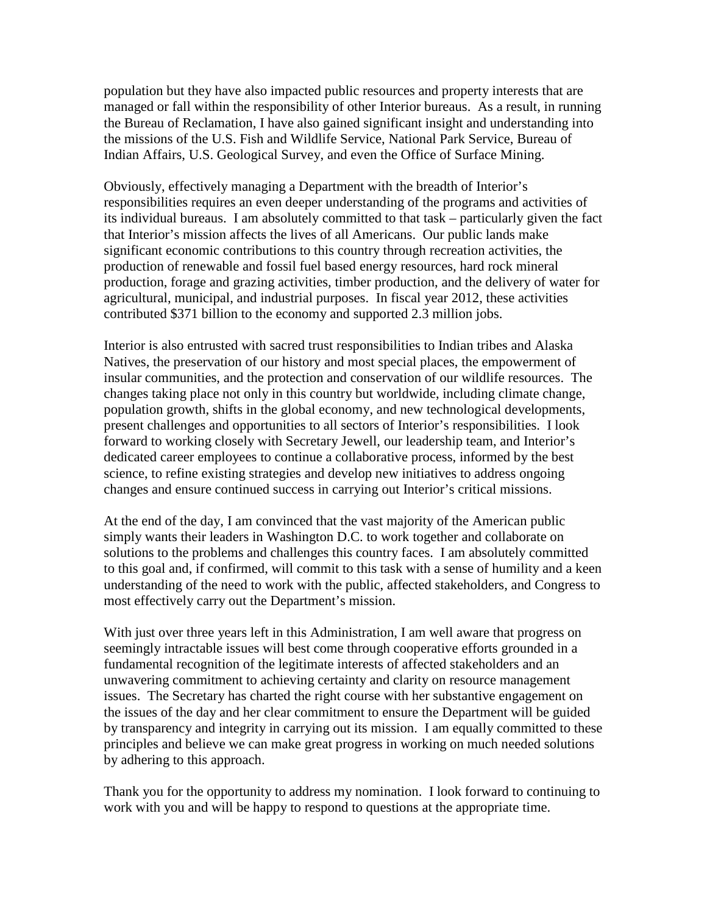population but they have also impacted public resources and property interests that are managed or fall within the responsibility of other Interior bureaus. As a result, in running the Bureau of Reclamation, I have also gained significant insight and understanding into the missions of the U.S. Fish and Wildlife Service, National Park Service, Bureau of Indian Affairs, U.S. Geological Survey, and even the Office of Surface Mining.

Obviously, effectively managing a Department with the breadth of Interior's responsibilities requires an even deeper understanding of the programs and activities of its individual bureaus. I am absolutely committed to that task – particularly given the fact that Interior's mission affects the lives of all Americans. Our public lands make significant economic contributions to this country through recreation activities, the production of renewable and fossil fuel based energy resources, hard rock mineral production, forage and grazing activities, timber production, and the delivery of water for agricultural, municipal, and industrial purposes. In fiscal year 2012, these activities contributed $371 billion to the economy and supported 2.3 million jobs.

Interior is also entrusted with sacred trust responsibilities to Indian tribes and Alaska Natives, the preservation of our history and most special places, the empowerment of insular communities, and the protection and conservation of our wildlife resources. The changes taking place not only in this country but worldwide, including climate change, population growth, shifts in the global economy, and new technological developments, present challenges and opportunities to all sectors of Interior's responsibilities. I look forward to working closely with Secretary Jewell, our leadership team, and Interior's dedicated career employees to continue a collaborative process, informed by the best science, to refine existing strategies and develop new initiatives to address ongoing changes and ensure continued success in carrying out Interior's critical missions.

At the end of the day, I am convinced that the vast majority of the American public simply wants their leaders in Washington D.C. to work together and collaborate on solutions to the problems and challenges this country faces. I am absolutely committed to this goal and, if confirmed, will commit to this task with a sense of humility and a keen understanding of the need to work with the public, affected stakeholders, and Congress to most effectively carry out the Department's mission.

With just over three years left in this Administration, I am well aware that progress on seemingly intractable issues will best come through cooperative efforts grounded in a fundamental recognition of the legitimate interests of affected stakeholders and an unwavering commitment to achieving certainty and clarity on resource management issues. The Secretary has charted the right course with her substantive engagement on the issues of the day and her clear commitment to ensure the Department will be guided by transparency and integrity in carrying out its mission. I am equally committed to these principles and believe we can make great progress in working on much needed solutions by adhering to this approach.

Thank you for the opportunity to address my nomination. I look forward to continuing to work with you and will be happy to respond to questions at the appropriate time.